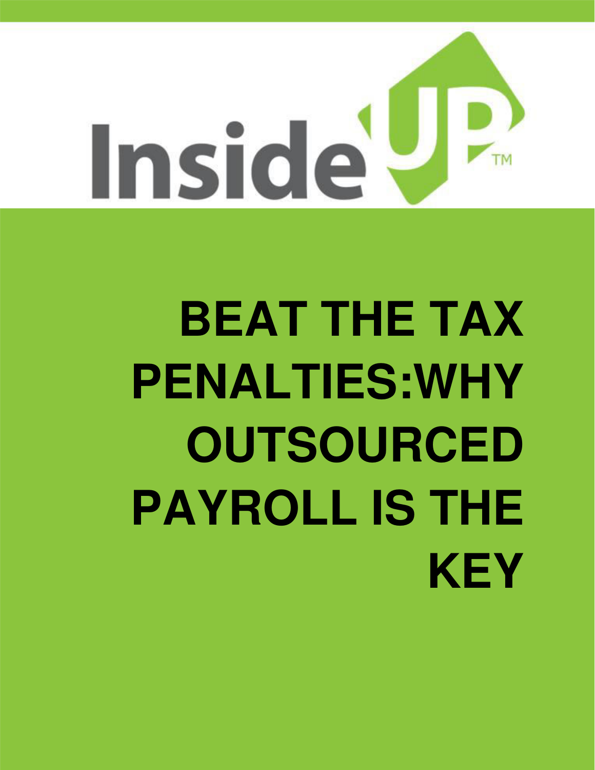InsideUP™

# BEAT THE TAX PENALTIES:WHY OUTSOURCED PAYROLL IS THE KEY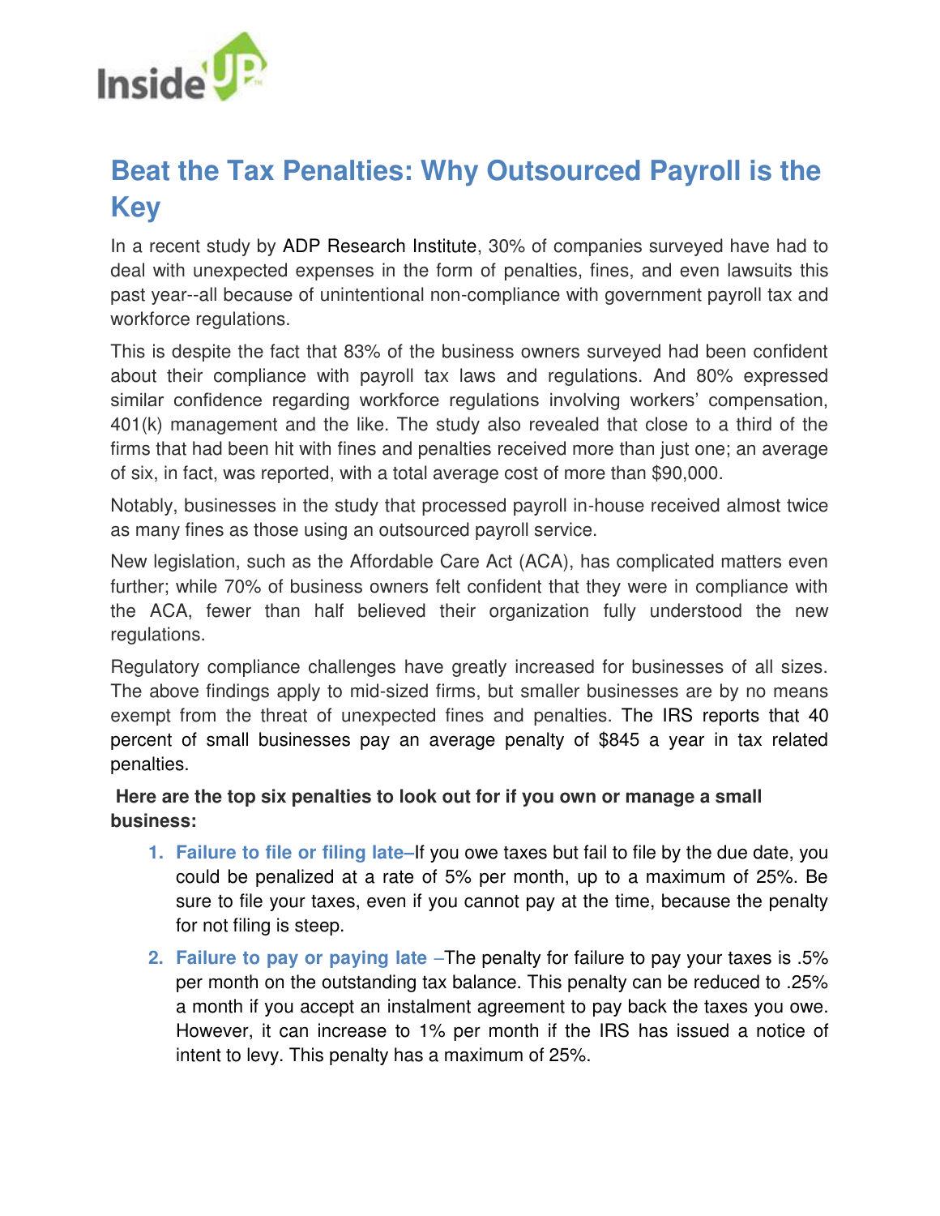# Beat the Tax Penalties: Why Outsourced Payroll is the Key

In a recent study by ADP Research Institute, 30% of companies surveyed have had to deal with unexpected expenses in the form of penalties, fines, and even lawsuits this past year--all because of unintentional non-compliance with government payroll tax and workforce regulations.

This is despite the fact that 83% of the business owners surveyed had been confident about their compliance with payroll tax laws and regulations. And 80% expressed similar confidence regarding workforce regulations involving workers' compensation, 401(k) management and the like. The study also revealed that close to a third of the firms that had been hit with fines and penalties received more than just one; an average of six, in fact, was reported, with a total average cost of more than $90,000.

Notably, businesses in the study that processed payroll in-house received almost twice as many fines as those using an outsourced payroll service.

New legislation, such as the Affordable Care Act (ACA), has complicated matters even further; while 70% of business owners felt confident that they were in compliance with the ACA, fewer than half believed their organization fully understood the new regulations.

Regulatory compliance challenges have greatly increased for businesses of all sizes. The above findings apply to mid-sized firms, but smaller businesses are by no means exempt from the threat of unexpected fines and penalties. The IRS reports that 40 percent of small businesses pay an average penalty of $845 a year in tax related penalties.

**Here are the top six penalties to look out for if you own or manage a small business:**

1. **Failure to file or filing late**–If you owe taxes but fail to file by the due date, you could be penalized at a rate of 5% per month, up to a maximum of 25%. Be sure to file your taxes, even if you cannot pay at the time, because the penalty for not filing is steep.
2. **Failure to pay or paying late** –The penalty for failure to pay your taxes is .5% per month on the outstanding tax balance. This penalty can be reduced to .25% a month if you accept an instalment agreement to pay back the taxes you owe. However, it can increase to 1% per month if the IRS has issued a notice of intent to levy. This penalty has a maximum of 25%.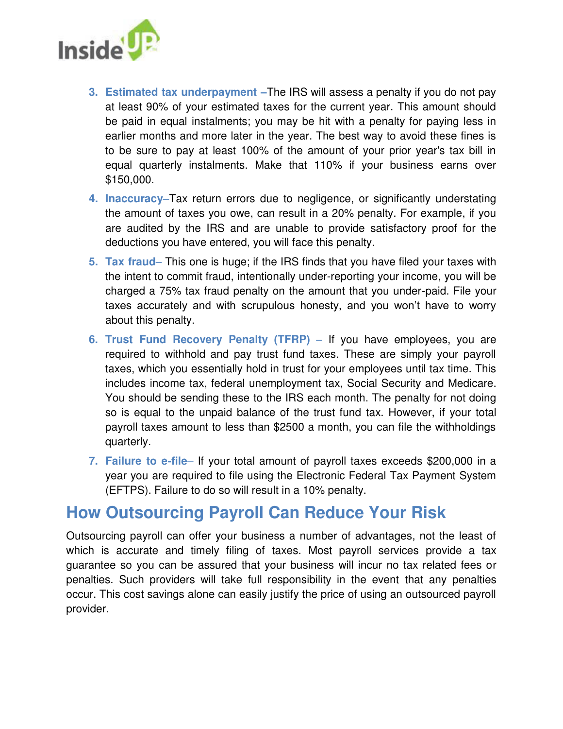3. **Estimated tax underpayment** –The IRS will assess a penalty if you do not pay at least 90% of your estimated taxes for the current year. This amount should be paid in equal instalments; you may be hit with a penalty for paying less in earlier months and more later in the year. The best way to avoid these fines is to be sure to pay at least 100% of the amount of your prior year's tax bill in equal quarterly instalments. Make that 110% if your business earns over $150,000.
4. **Inaccuracy**–Tax return errors due to negligence, or significantly understating the amount of taxes you owe, can result in a 20% penalty. For example, if you are audited by the IRS and are unable to provide satisfactory proof for the deductions you have entered, you will face this penalty.
5. **Tax fraud**– This one is huge; if the IRS finds that you have filed your taxes with the intent to commit fraud, intentionally under-reporting your income, you will be charged a 75% tax fraud penalty on the amount that you under-paid. File your taxes accurately and with scrupulous honesty, and you won't have to worry about this penalty.
6. **Trust Fund Recovery Penalty (TFRP)** – If you have employees, you are required to withhold and pay trust fund taxes. These are simply your payroll taxes, which you essentially hold in trust for your employees until tax time. This includes income tax, federal unemployment tax, Social Security and Medicare. You should be sending these to the IRS each month. The penalty for not doing so is equal to the unpaid balance of the trust fund tax. However, if your total payroll taxes amount to less than $2500 a month, you can file the withholdings quarterly.
7. **Failure to e-file**– If your total amount of payroll taxes exceeds $200,000 in a year you are required to file using the Electronic Federal Tax Payment System (EFTPS). Failure to do so will result in a 10% penalty.

## How Outsourcing Payroll Can Reduce Your Risk

Outsourcing payroll can offer your business a number of advantages, not the least of which is accurate and timely filing of taxes. Most payroll services provide a tax guarantee so you can be assured that your business will incur no tax related fees or penalties. Such providers will take full responsibility in the event that any penalties occur. This cost savings alone can easily justify the price of using an outsourced payroll provider.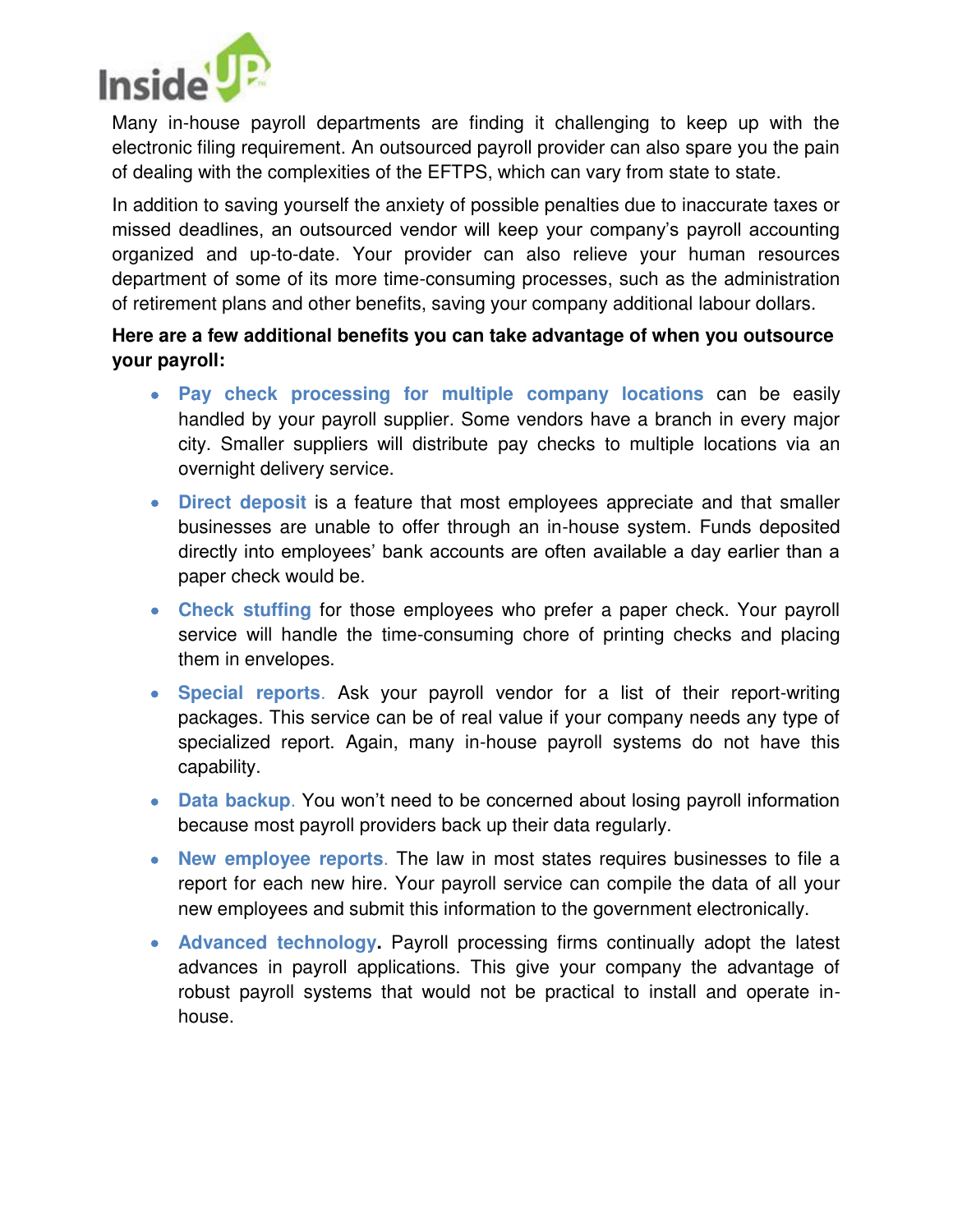Many in-house payroll departments are finding it challenging to keep up with the electronic filing requirement. An outsourced payroll provider can also spare you the pain of dealing with the complexities of the EFTPS, which can vary from state to state.

In addition to saving yourself the anxiety of possible penalties due to inaccurate taxes or missed deadlines, an outsourced vendor will keep your company's payroll accounting organized and up-to-date. Your provider can also relieve your human resources department of some of its more time-consuming processes, such as the administration of retirement plans and other benefits, saving your company additional labour dollars.

**Here are a few additional benefits you can take advantage of when you outsource your payroll:**

- **Pay check processing for multiple company locations** can be easily handled by your payroll supplier. Some vendors have a branch in every major city. Smaller suppliers will distribute pay checks to multiple locations via an overnight delivery service.
- **Direct deposit** is a feature that most employees appreciate and that smaller businesses are unable to offer through an in-house system. Funds deposited directly into employees' bank accounts are often available a day earlier than a paper check would be.
- **Check stuffing** for those employees who prefer a paper check. Your payroll service will handle the time-consuming chore of printing checks and placing them in envelopes.
- **Special reports**. Ask your payroll vendor for a list of their report-writing packages. This service can be of real value if your company needs any type of specialized report. Again, many in-house payroll systems do not have this capability.
- **Data backup**. You won't need to be concerned about losing payroll information because most payroll providers back up their data regularly.
- **New employee reports**. The law in most states requires businesses to file a report for each new hire. Your payroll service can compile the data of all your new employees and submit this information to the government electronically.
- **Advanced technology.** Payroll processing firms continually adopt the latest advances in payroll applications. This give your company the advantage of robust payroll systems that would not be practical to install and operate in-house.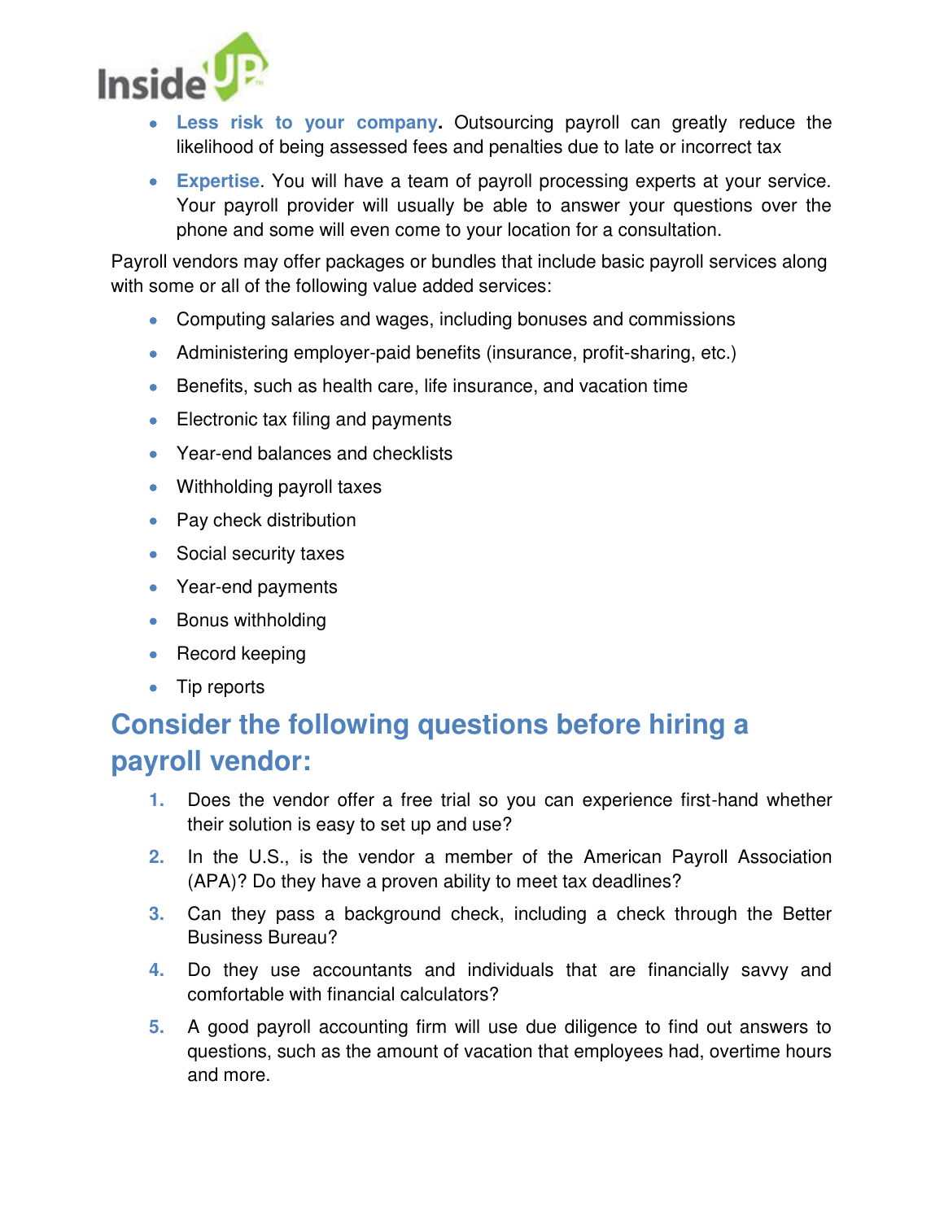- **Less risk to your company.** Outsourcing payroll can greatly reduce the likelihood of being assessed fees and penalties due to late or incorrect tax
- **Expertise**. You will have a team of payroll processing experts at your service. Your payroll provider will usually be able to answer your questions over the phone and some will even come to your location for a consultation.

Payroll vendors may offer packages or bundles that include basic payroll services along with some or all of the following value added services:

- Computing salaries and wages, including bonuses and commissions
- Administering employer-paid benefits (insurance, profit-sharing, etc.)
- Benefits, such as health care, life insurance, and vacation time
- Electronic tax filing and payments
- Year-end balances and checklists
- Withholding payroll taxes
- Pay check distribution
- Social security taxes
- Year-end payments
- Bonus withholding
- Record keeping
- Tip reports

## Consider the following questions before hiring a payroll vendor:

1. Does the vendor offer a free trial so you can experience first-hand whether their solution is easy to set up and use?
2. In the U.S., is the vendor a member of the American Payroll Association (APA)? Do they have a proven ability to meet tax deadlines?
3. Can they pass a background check, including a check through the Better Business Bureau?
4. Do they use accountants and individuals that are financially savvy and comfortable with financial calculators?
5. A good payroll accounting firm will use due diligence to find out answers to questions, such as the amount of vacation that employees had, overtime hours and more.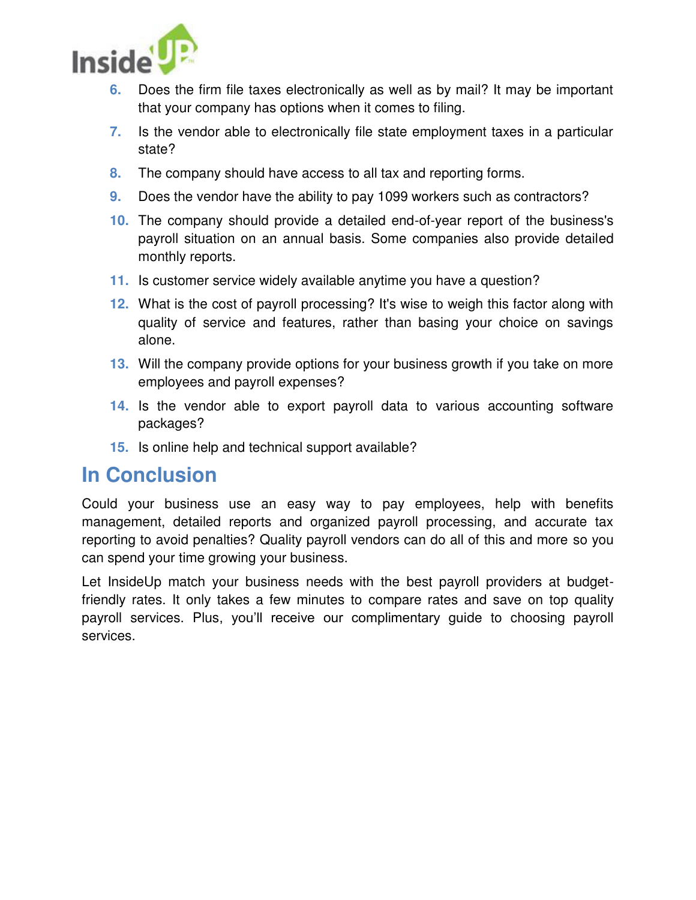6. Does the firm file taxes electronically as well as by mail? It may be important that your company has options when it comes to filing.
7. Is the vendor able to electronically file state employment taxes in a particular state?
8. The company should have access to all tax and reporting forms.
9. Does the vendor have the ability to pay 1099 workers such as contractors?
10. The company should provide a detailed end-of-year report of the business's payroll situation on an annual basis. Some companies also provide detailed monthly reports.
11. Is customer service widely available anytime you have a question?
12. What is the cost of payroll processing? It's wise to weigh this factor along with quality of service and features, rather than basing your choice on savings alone.
13. Will the company provide options for your business growth if you take on more employees and payroll expenses?
14. Is the vendor able to export payroll data to various accounting software packages?
15. Is online help and technical support available?

## In Conclusion

Could your business use an easy way to pay employees, help with benefits management, detailed reports and organized payroll processing, and accurate tax reporting to avoid penalties? Quality payroll vendors can do all of this and more so you can spend your time growing your business.

Let InsideUp match your business needs with the best payroll providers at budget-friendly rates. It only takes a few minutes to compare rates and save on top quality payroll services. Plus, you'll receive our complimentary guide to choosing payroll services.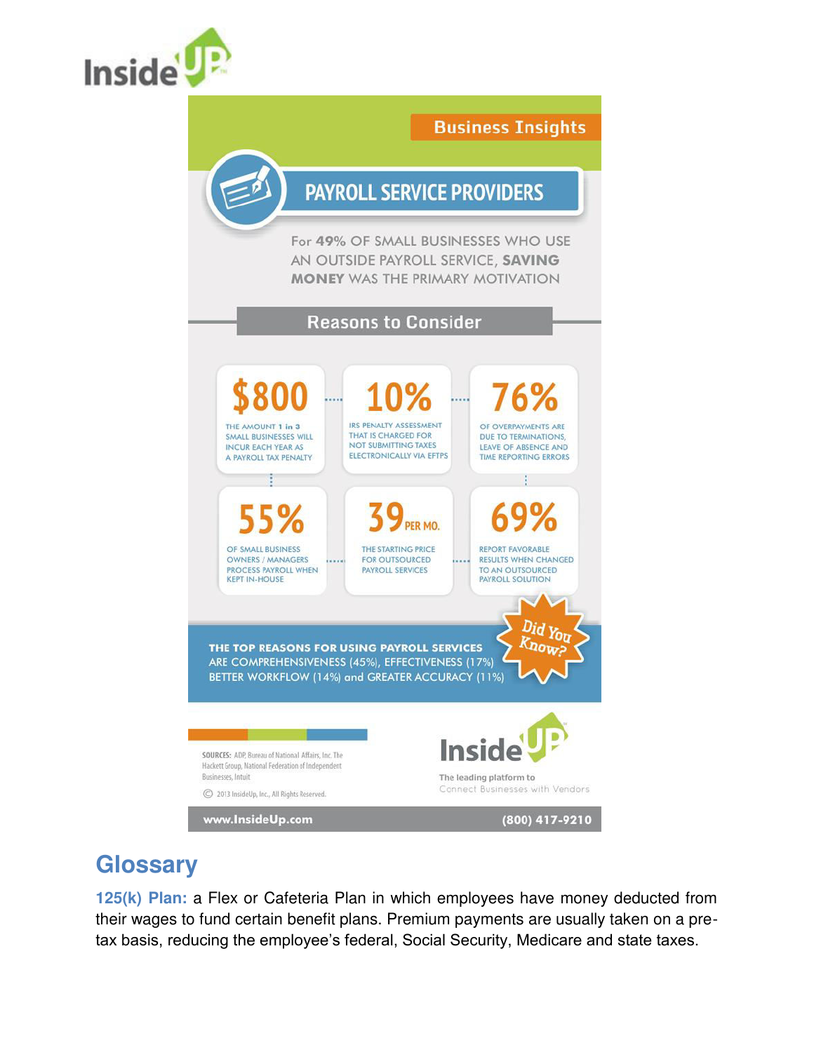InsideUP

Business Insights

## PAYROLL SERVICE PROVIDERS

For **49%** OF SMALL BUSINESSES WHO USE AN OUTSIDE PAYROLL SERVICE, **SAVING MONEY** WAS THE PRIMARY MOTIVATION

### Reasons to Consider

**$800** THE AMOUNT 1 in 3 SMALL BUSINESSES WILL INCUR EACH YEAR AS A PAYROLL TAX PENALTY

**10%** IRS PENALTY ASSESSMENT THAT IS CHARGED FOR NOT SUBMITTING TAXES ELECTRONICALLY VIA EFTPS

**76%** OF OVERPAYMENTS ARE DUE TO TERMINATIONS, LEAVE OF ABSENCE AND TIME REPORTING ERRORS

**55%** OF SMALL BUSINESS OWNERS / MANAGERS PROCESS PAYROLL WHEN KEPT IN-HOUSE

**39 PER MO.** THE STARTING PRICE FOR OUTSOURCED PAYROLL SERVICES

**69%** REPORT FAVORABLE RESULTS WHEN CHANGED TO AN OUTSOURCED PAYROLL SOLUTION

Did You Know?

**THE TOP REASONS FOR USING PAYROLL SERVICES** ARE COMPREHENSIVENESS (45%), EFFECTIVENESS (17%) BETTER WORKFLOW (14%) and GREATER ACCURACY (11%)

SOURCES: ADP, Bureau of National Affairs, Inc. The Hackett Group, National Federation of Independent Businesses, Intuit

© 2013 InsideUp, Inc., All Rights Reserved.

InsideUP
The leading platform to Connect Businesses with Vendors

www.InsideUp.com (800) 417-9210

## Glossary

**125(k) Plan:** a Flex or Cafeteria Plan in which employees have money deducted from their wages to fund certain benefit plans. Premium payments are usually taken on a pre-tax basis, reducing the employee's federal, Social Security, Medicare and state taxes.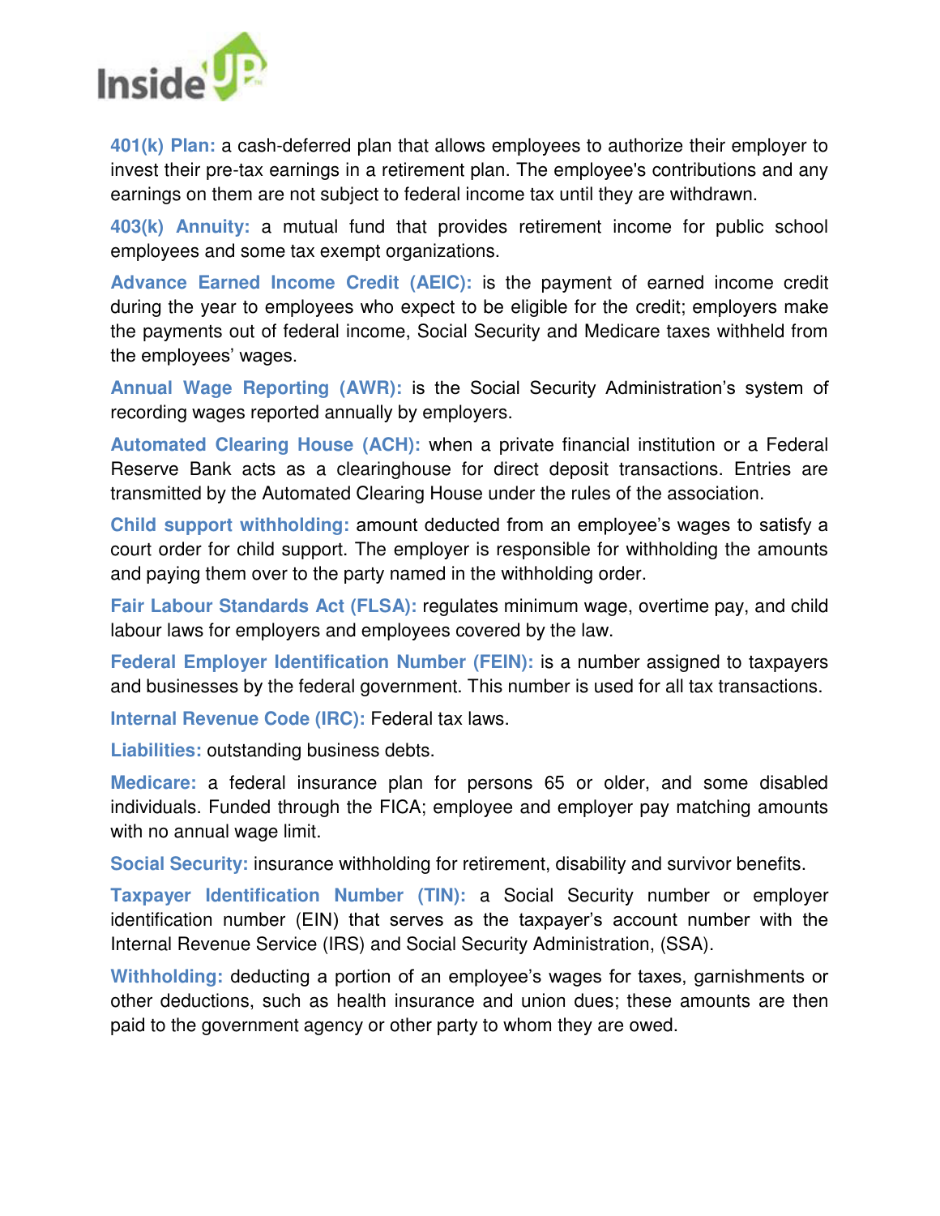**401(k) Plan:** a cash-deferred plan that allows employees to authorize their employer to invest their pre-tax earnings in a retirement plan. The employee's contributions and any earnings on them are not subject to federal income tax until they are withdrawn.

**403(k) Annuity:** a mutual fund that provides retirement income for public school employees and some tax exempt organizations.

**Advance Earned Income Credit (AEIC):** is the payment of earned income credit during the year to employees who expect to be eligible for the credit; employers make the payments out of federal income, Social Security and Medicare taxes withheld from the employees' wages.

**Annual Wage Reporting (AWR):** is the Social Security Administration's system of recording wages reported annually by employers.

**Automated Clearing House (ACH):** when a private financial institution or a Federal Reserve Bank acts as a clearinghouse for direct deposit transactions. Entries are transmitted by the Automated Clearing House under the rules of the association.

**Child support withholding:** amount deducted from an employee's wages to satisfy a court order for child support. The employer is responsible for withholding the amounts and paying them over to the party named in the withholding order.

**Fair Labour Standards Act (FLSA):** regulates minimum wage, overtime pay, and child labour laws for employers and employees covered by the law.

**Federal Employer Identification Number (FEIN):** is a number assigned to taxpayers and businesses by the federal government. This number is used for all tax transactions.

**Internal Revenue Code (IRC):** Federal tax laws.

**Liabilities:** outstanding business debts.

**Medicare:** a federal insurance plan for persons 65 or older, and some disabled individuals. Funded through the FICA; employee and employer pay matching amounts with no annual wage limit.

**Social Security:** insurance withholding for retirement, disability and survivor benefits.

**Taxpayer Identification Number (TIN):** a Social Security number or employer identification number (EIN) that serves as the taxpayer's account number with the Internal Revenue Service (IRS) and Social Security Administration, (SSA).

**Withholding:** deducting a portion of an employee's wages for taxes, garnishments or other deductions, such as health insurance and union dues; these amounts are then paid to the government agency or other party to whom they are owed.